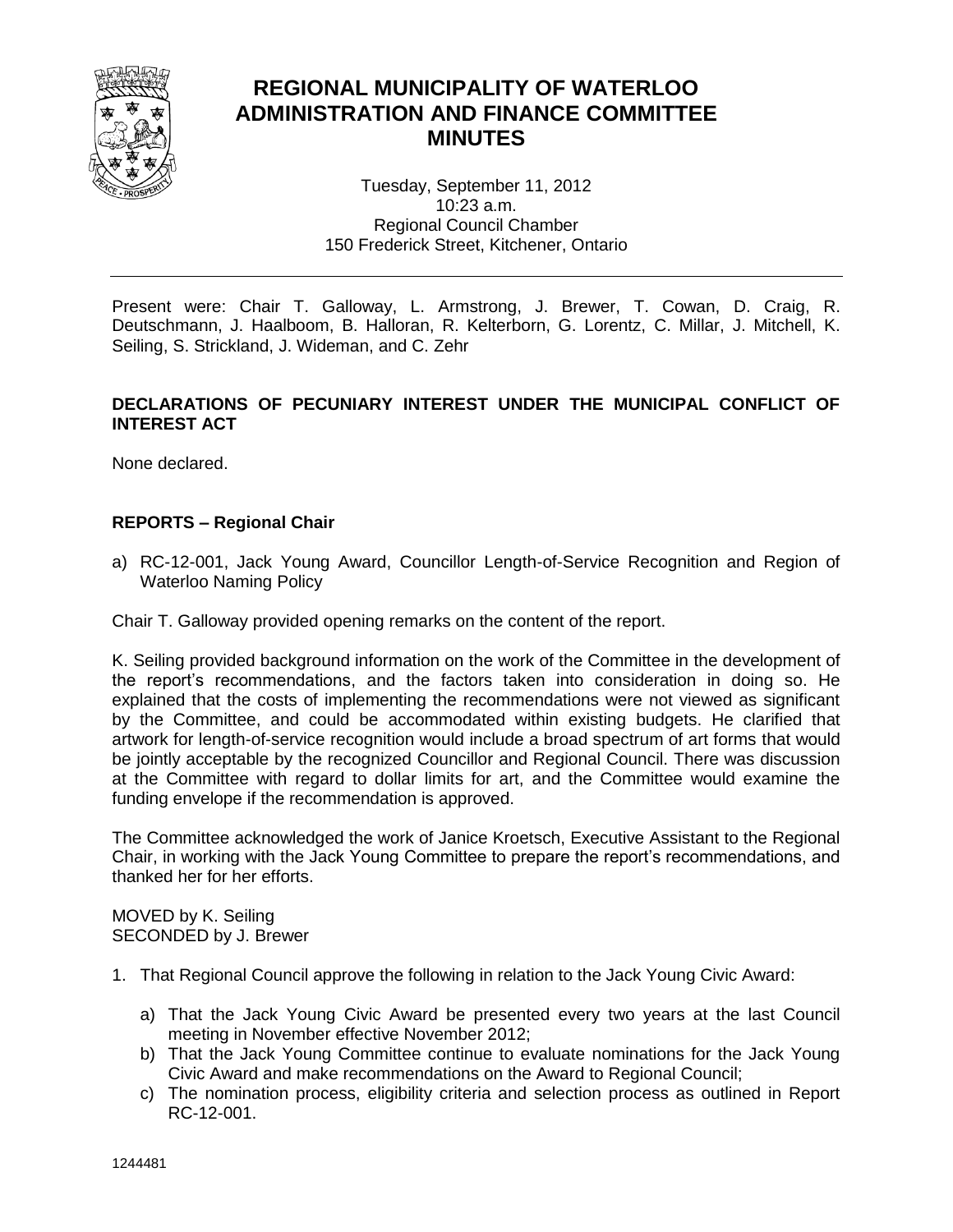# REGIONAL MUNICIPALITY OF WATERLOO
# ADMINISTRATION AND FINANCE COMMITTEE
# MINUTES

Tuesday, September 11, 2012
10:23 a.m.
Regional Council Chamber
150 Frederick Street, Kitchener, Ontario

---

Present were: Chair T. Galloway, L. Armstrong, J. Brewer, T. Cowan, D. Craig, R. Deutschmann, J. Haalboom, B. Halloran, R. Kelterborn, G. Lorentz, C. Millar, J. Mitchell, K. Seiling, S. Strickland, J. Wideman, and C. Zehr

**DECLARATIONS OF PECUNIARY INTEREST UNDER THE MUNICIPAL CONFLICT OF INTEREST ACT**

None declared.

**REPORTS – Regional Chair**

a) RC-12-001, Jack Young Award, Councillor Length-of-Service Recognition and Region of Waterloo Naming Policy

Chair T. Galloway provided opening remarks on the content of the report.

K. Seiling provided background information on the work of the Committee in the development of the report's recommendations, and the factors taken into consideration in doing so. He explained that the costs of implementing the recommendations were not viewed as significant by the Committee, and could be accommodated within existing budgets. He clarified that artwork for length-of-service recognition would include a broad spectrum of art forms that would be jointly acceptable by the recognized Councillor and Regional Council. There was discussion at the Committee with regard to dollar limits for art, and the Committee would examine the funding envelope if the recommendation is approved.

The Committee acknowledged the work of Janice Kroetsch, Executive Assistant to the Regional Chair, in working with the Jack Young Committee to prepare the report's recommendations, and thanked her for her efforts.

MOVED by K. Seiling
SECONDED by J. Brewer

1. That Regional Council approve the following in relation to the Jack Young Civic Award:

   a) That the Jack Young Civic Award be presented every two years at the last Council meeting in November effective November 2012;
   b) That the Jack Young Committee continue to evaluate nominations for the Jack Young Civic Award and make recommendations on the Award to Regional Council;
   c) The nomination process, eligibility criteria and selection process as outlined in Report RC-12-001.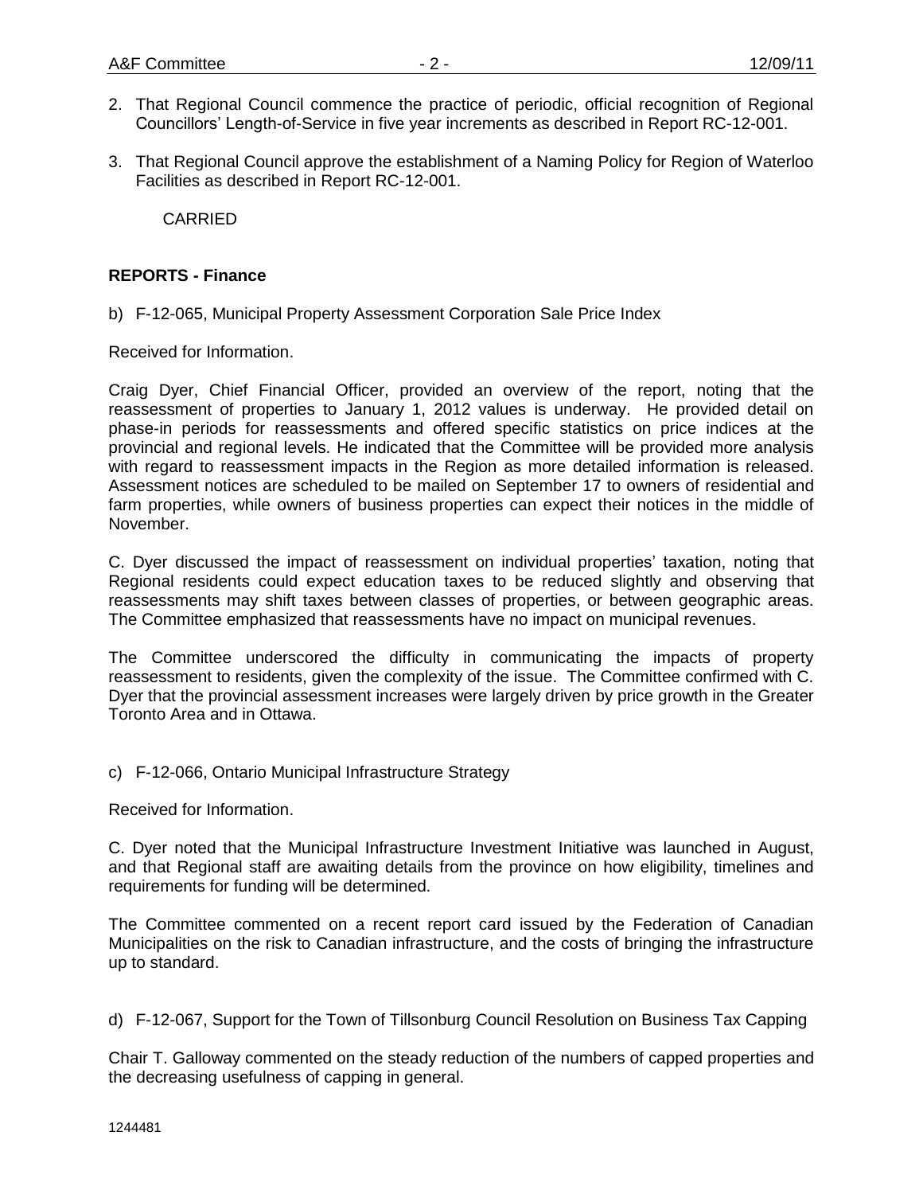2. That Regional Council commence the practice of periodic, official recognition of Regional Councillors' Length-of-Service in five year increments as described in Report RC-12-001.

3. That Regional Council approve the establishment of a Naming Policy for Region of Waterloo Facilities as described in Report RC-12-001.

   CARRIED

**REPORTS - Finance**

b) F-12-065, Municipal Property Assessment Corporation Sale Price Index

Received for Information.

Craig Dyer, Chief Financial Officer, provided an overview of the report, noting that the reassessment of properties to January 1, 2012 values is underway. He provided detail on phase-in periods for reassessments and offered specific statistics on price indices at the provincial and regional levels. He indicated that the Committee will be provided more analysis with regard to reassessment impacts in the Region as more detailed information is released. Assessment notices are scheduled to be mailed on September 17 to owners of residential and farm properties, while owners of business properties can expect their notices in the middle of November.

C. Dyer discussed the impact of reassessment on individual properties' taxation, noting that Regional residents could expect education taxes to be reduced slightly and observing that reassessments may shift taxes between classes of properties, or between geographic areas. The Committee emphasized that reassessments have no impact on municipal revenues.

The Committee underscored the difficulty in communicating the impacts of property reassessment to residents, given the complexity of the issue. The Committee confirmed with C. Dyer that the provincial assessment increases were largely driven by price growth in the Greater Toronto Area and in Ottawa.

c) F-12-066, Ontario Municipal Infrastructure Strategy

Received for Information.

C. Dyer noted that the Municipal Infrastructure Investment Initiative was launched in August, and that Regional staff are awaiting details from the province on how eligibility, timelines and requirements for funding will be determined.

The Committee commented on a recent report card issued by the Federation of Canadian Municipalities on the risk to Canadian infrastructure, and the costs of bringing the infrastructure up to standard.

d) F-12-067, Support for the Town of Tillsonburg Council Resolution on Business Tax Capping

Chair T. Galloway commented on the steady reduction of the numbers of capped properties and the decreasing usefulness of capping in general.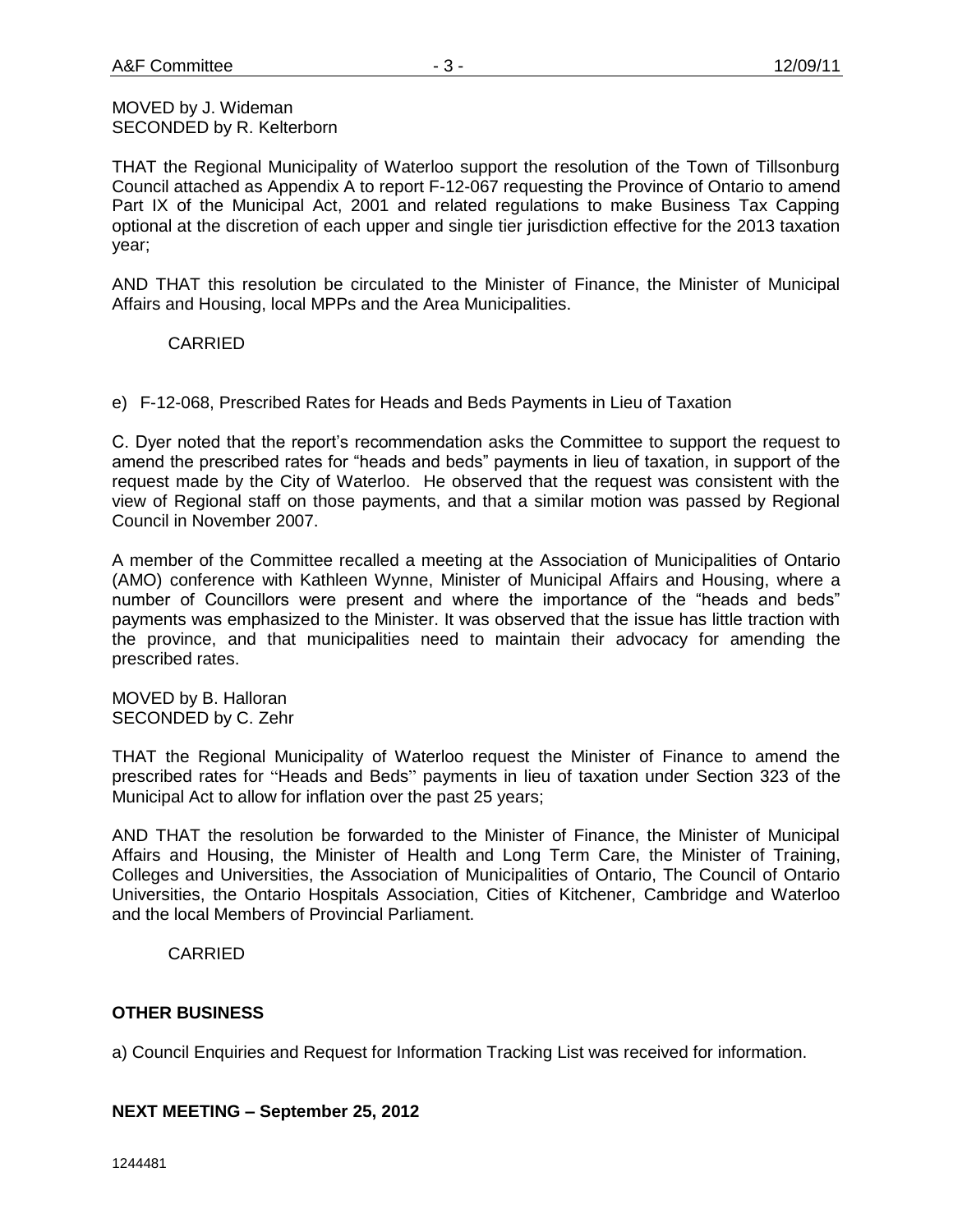MOVED by J. Wideman
SECONDED by R. Kelterborn

THAT the Regional Municipality of Waterloo support the resolution of the Town of Tillsonburg Council attached as Appendix A to report F-12-067 requesting the Province of Ontario to amend Part IX of the Municipal Act, 2001 and related regulations to make Business Tax Capping optional at the discretion of each upper and single tier jurisdiction effective for the 2013 taxation year;

AND THAT this resolution be circulated to the Minister of Finance, the Minister of Municipal Affairs and Housing, local MPPs and the Area Municipalities.

CARRIED

e) F-12-068, Prescribed Rates for Heads and Beds Payments in Lieu of Taxation

C. Dyer noted that the report's recommendation asks the Committee to support the request to amend the prescribed rates for "heads and beds" payments in lieu of taxation, in support of the request made by the City of Waterloo. He observed that the request was consistent with the view of Regional staff on those payments, and that a similar motion was passed by Regional Council in November 2007.

A member of the Committee recalled a meeting at the Association of Municipalities of Ontario (AMO) conference with Kathleen Wynne, Minister of Municipal Affairs and Housing, where a number of Councillors were present and where the importance of the "heads and beds" payments was emphasized to the Minister. It was observed that the issue has little traction with the province, and that municipalities need to maintain their advocacy for amending the prescribed rates.

MOVED by B. Halloran
SECONDED by C. Zehr

THAT the Regional Municipality of Waterloo request the Minister of Finance to amend the prescribed rates for "Heads and Beds" payments in lieu of taxation under Section 323 of the Municipal Act to allow for inflation over the past 25 years;

AND THAT the resolution be forwarded to the Minister of Finance, the Minister of Municipal Affairs and Housing, the Minister of Health and Long Term Care, the Minister of Training, Colleges and Universities, the Association of Municipalities of Ontario, The Council of Ontario Universities, the Ontario Hospitals Association, Cities of Kitchener, Cambridge and Waterloo and the local Members of Provincial Parliament.

CARRIED

## OTHER BUSINESS

a) Council Enquiries and Request for Information Tracking List was received for information.

## NEXT MEETING – September 25, 2012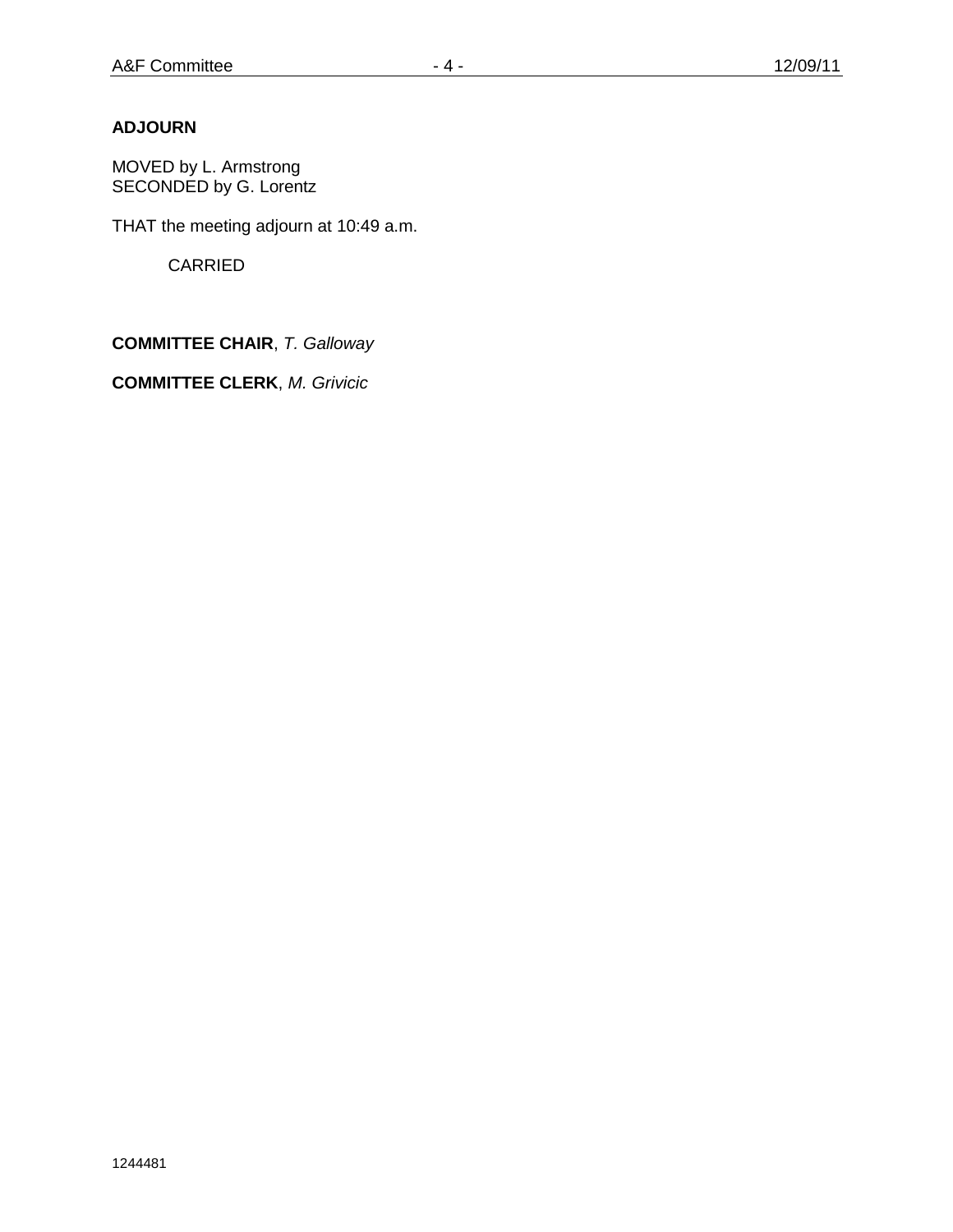**ADJOURN**

MOVED by L. Armstrong
SECONDED by G. Lorentz

THAT the meeting adjourn at 10:49 a.m.

CARRIED

**COMMITTEE CHAIR**, *T. Galloway*

**COMMITTEE CLERK**, *M. Grivicic*

1244481